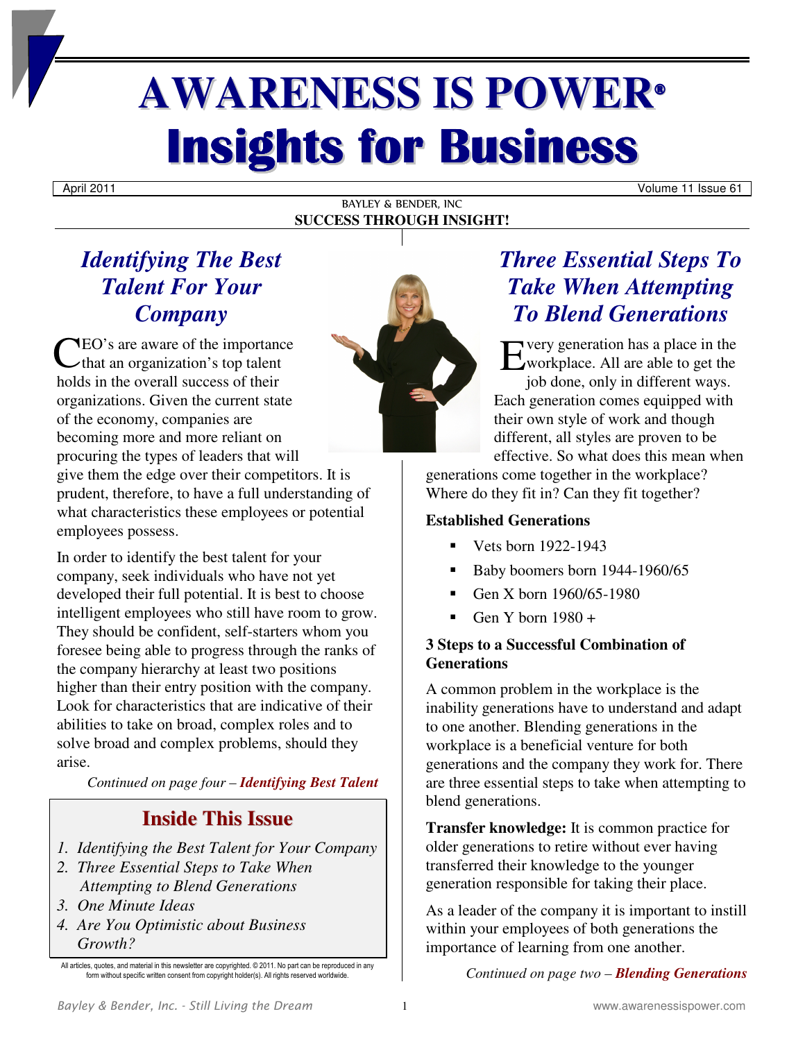# AWARENESS IS POWER®

# Insights for Business

April 2011 Volume 11 Issue 61

BAYLEY & BENDER, INC
**SUCCESS THROUGH INSIGHT!**

## *Identifying The Best Talent For Your Company*

CEO's are aware of the importance that an organization's top talent holds in the overall success of their organizations. Given the current state of the economy, companies are becoming more and more reliant on procuring the types of leaders that will give them the edge over their competitors. It is prudent, therefore, to have a full understanding of what characteristics these employees or potential employees possess.

In order to identify the best talent for your company, seek individuals who have not yet developed their full potential. It is best to choose intelligent employees who still have room to grow. They should be confident, self-starters whom you foresee being able to progress through the ranks of the company hierarchy at least two positions higher than their entry position with the company. Look for characteristics that are indicative of their abilities to take on broad, complex roles and to solve broad and complex problems, should they arise.

*Continued on page four – **Identifying Best Talent***

### Inside This Issue

1. *Identifying the Best Talent for Your Company*
2. *Three Essential Steps to Take When Attempting to Blend Generations*
3. *One Minute Ideas*
4. *Are You Optimistic about Business Growth?*

All articles, quotes, and material in this newsletter are copyrighted. © 2011. No part can be reproduced in any form without specific written consent from copyright holder(s). All rights reserved worldwide.

## *Three Essential Steps To Take When Attempting To Blend Generations*

Every generation has a place in the workplace. All are able to get the job done, only in different ways. Each generation comes equipped with their own style of work and though different, all styles are proven to be effective. So what does this mean when generations come together in the workplace? Where do they fit in? Can they fit together?

**Established Generations**

- Vets born 1922-1943
- Baby boomers born 1944-1960/65
- Gen X born 1960/65-1980
- Gen Y born 1980 +

**3 Steps to a Successful Combination of Generations**

A common problem in the workplace is the inability generations have to understand and adapt to one another. Blending generations in the workplace is a beneficial venture for both generations and the company they work for. There are three essential steps to take when attempting to blend generations.

**Transfer knowledge:** It is common practice for older generations to retire without ever having transferred their knowledge to the younger generation responsible for taking their place.

As a leader of the company it is important to instill within your employees of both generations the importance of learning from one another.

*Continued on page two – **Blending Generations***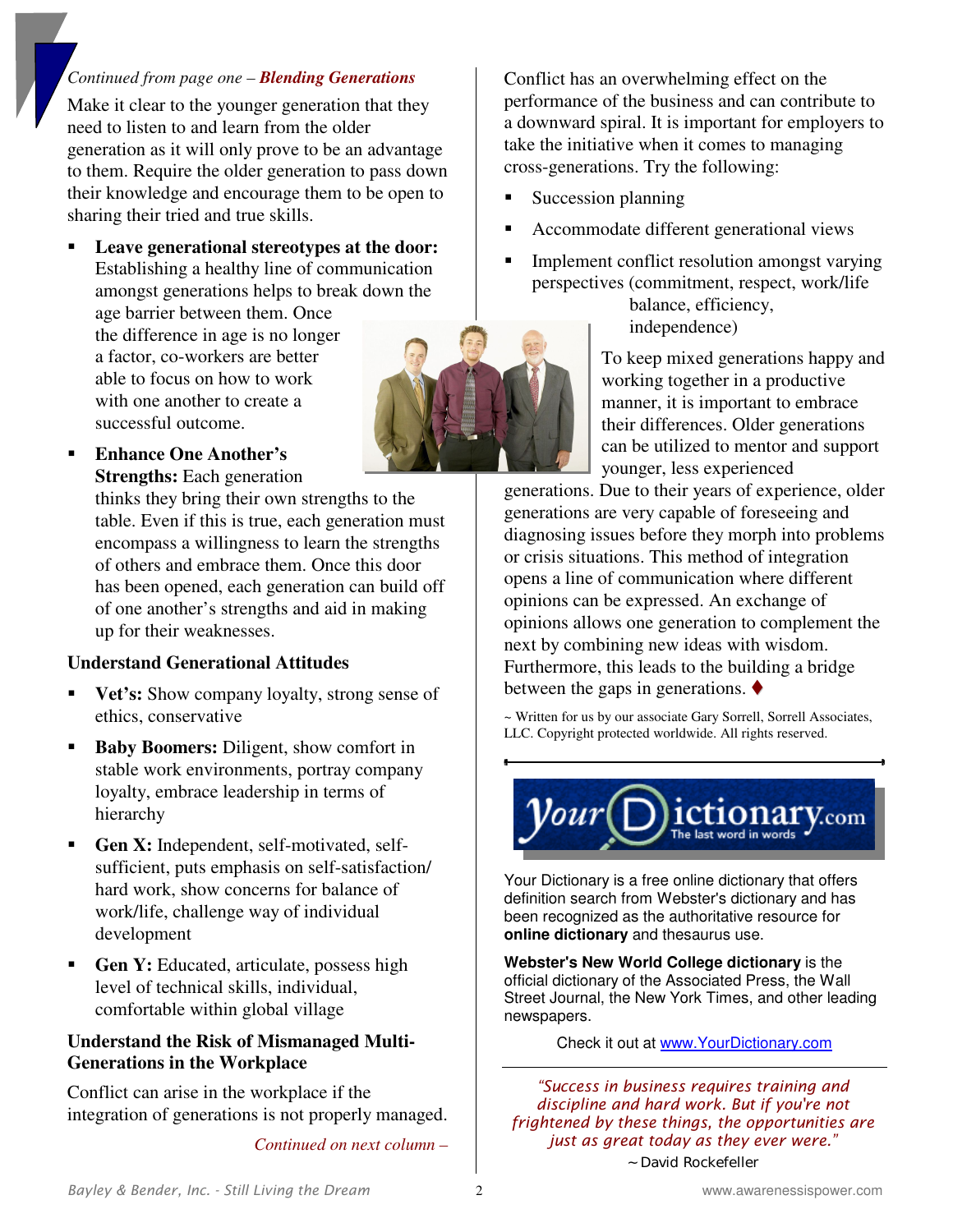*Continued from page one –* ***Blending Generations***

Make it clear to the younger generation that they need to listen to and learn from the older generation as it will only prove to be an advantage to them. Require the older generation to pass down their knowledge and encourage them to be open to sharing their tried and true skills.

- **Leave generational stereotypes at the door:** Establishing a healthy line of communication amongst generations helps to break down the age barrier between them. Once the difference in age is no longer a factor, co-workers are better able to focus on how to work with one another to create a successful outcome.
- **Enhance One Another's Strengths:** Each generation thinks they bring their own strengths to the table. Even if this is true, each generation must encompass a willingness to learn the strengths of others and embrace them. Once this door has been opened, each generation can build off of one another's strengths and aid in making up for their weaknesses.

**Understand Generational Attitudes**

- **Vet's:** Show company loyalty, strong sense of ethics, conservative
- **Baby Boomers:** Diligent, show comfort in stable work environments, portray company loyalty, embrace leadership in terms of hierarchy
- **Gen X:** Independent, self-motivated, self-sufficient, puts emphasis on self-satisfaction/ hard work, show concerns for balance of work/life, challenge way of individual development
- **Gen Y:** Educated, articulate, possess high level of technical skills, individual, comfortable within global village

**Understand the Risk of Mismanaged Multi-Generations in the Workplace**

Conflict can arise in the workplace if the integration of generations is not properly managed.

*Continued on next column –*

Conflict has an overwhelming effect on the performance of the business and can contribute to a downward spiral. It is important for employers to take the initiative when it comes to managing cross-generations. Try the following:

- Succession planning
- Accommodate different generational views
- Implement conflict resolution amongst varying perspectives (commitment, respect, work/life balance, efficiency, independence)

To keep mixed generations happy and working together in a productive manner, it is important to embrace their differences. Older generations can be utilized to mentor and support younger, less experienced generations. Due to their years of experience, older generations are very capable of foreseeing and diagnosing issues before they morph into problems or crisis situations. This method of integration opens a line of communication where different opinions can be expressed. An exchange of opinions allows one generation to complement the next by combining new ideas with wisdom. Furthermore, this leads to the building a bridge between the gaps in generations. ♦

~ Written for us by our associate Gary Sorrell, Sorrell Associates, LLC. Copyright protected worldwide. All rights reserved.

---

YourDictionary.com — The last word in words

Your Dictionary is a free online dictionary that offers definition search from Webster's dictionary and has been recognized as the authoritative resource for **online dictionary** and thesaurus use.

**Webster's New World College dictionary** is the official dictionary of the Associated Press, the Wall Street Journal, the New York Times, and other leading newspapers.

Check it out at [www.YourDictionary.com](http://www.YourDictionary.com)

---

*"Success in business requires training and discipline and hard work. But if you're not frightened by these things, the opportunities are just as great today as they ever were."*

~ David Rockefeller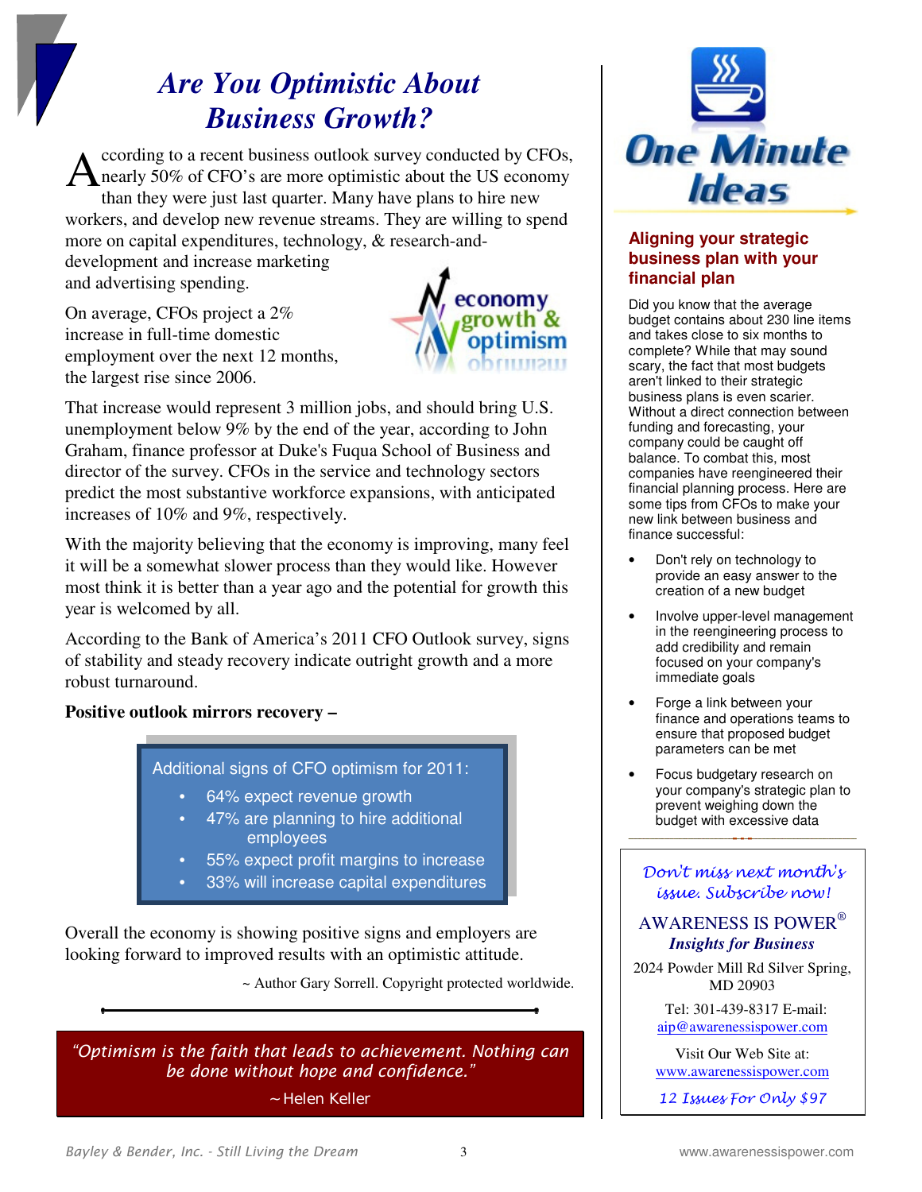# Are You Optimistic About Business Growth?

According to a recent business outlook survey conducted by CFOs, nearly 50% of CFO's are more optimistic about the US economy than they were just last quarter. Many have plans to hire new workers, and develop new revenue streams. They are willing to spend more on capital expenditures, technology, & research-and-development and increase marketing and advertising spending.

On average, CFOs project a 2% increase in full-time domestic employment over the next 12 months, the largest rise since 2006.

That increase would represent 3 million jobs, and should bring U.S. unemployment below 9% by the end of the year, according to John Graham, finance professor at Duke's Fuqua School of Business and director of the survey. CFOs in the service and technology sectors predict the most substantive workforce expansions, with anticipated increases of 10% and 9%, respectively.

With the majority believing that the economy is improving, many feel it will be a somewhat slower process than they would like. However most think it is better than a year ago and the potential for growth this year is welcomed by all.

According to the Bank of America's 2011 CFO Outlook survey, signs of stability and steady recovery indicate outright growth and a more robust turnaround.

**Positive outlook mirrors recovery –**

Additional signs of CFO optimism for 2011:

- 64% expect revenue growth
- 47% are planning to hire additional employees
- 55% expect profit margins to increase
- 33% will increase capital expenditures

Overall the economy is showing positive signs and employers are looking forward to improved results with an optimistic attitude.

~ Author Gary Sorrell. Copyright protected worldwide.

*"Optimism is the faith that leads to achievement. Nothing can be done without hope and confidence."*

~ Helen Keller

## One Minute Ideas

### Aligning your strategic business plan with your financial plan

Did you know that the average budget contains about 230 line items and takes close to six months to complete? While that may sound scary, the fact that most budgets aren't linked to their strategic business plans is even scarier. Without a direct connection between funding and forecasting, your company could be caught off balance. To combat this, most companies have reengineered their financial planning process. Here are some tips from CFOs to make your new link between business and finance successful:

- Don't rely on technology to provide an easy answer to the creation of a new budget
- Involve upper-level management in the reengineering process to add credibility and remain focused on your company's immediate goals
- Forge a link between your finance and operations teams to ensure that proposed budget parameters can be met
- Focus budgetary research on your company's strategic plan to prevent weighing down the budget with excessive data

*Don't miss next month's issue. Subscribe now!*

AWARENESS IS POWER®
***Insights for Business***

2024 Powder Mill Rd Silver Spring, MD 20903

Tel: 301-439-8317 E-mail: aip@awarenessispower.com

Visit Our Web Site at: www.awarenessispower.com

*12 Issues For Only $97*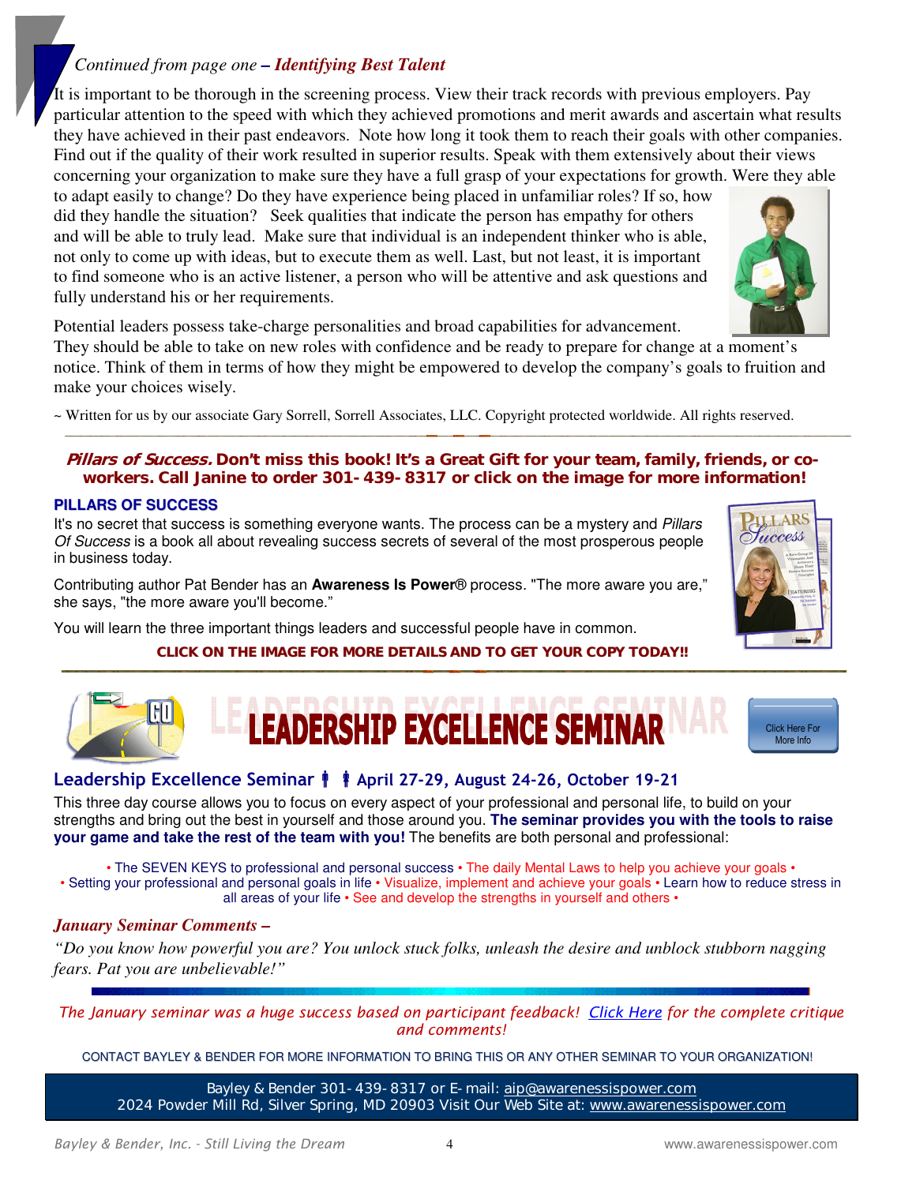*Continued from page one* – ***Identifying Best Talent***

It is important to be thorough in the screening process. View their track records with previous employers. Pay particular attention to the speed with which they achieved promotions and merit awards and ascertain what results they have achieved in their past endeavors. Note how long it took them to reach their goals with other companies. Find out if the quality of their work resulted in superior results. Speak with them extensively about their views concerning your organization to make sure they have a full grasp of your expectations for growth. Were they able to adapt easily to change? Do they have experience being placed in unfamiliar roles? If so, how did they handle the situation? Seek qualities that indicate the person has empathy for others and will be able to truly lead. Make sure that individual is an independent thinker who is able, not only to come up with ideas, but to execute them as well. Last, but not least, it is important to find someone who is an active listener, a person who will be attentive and ask questions and fully understand his or her requirements.

Potential leaders possess take-charge personalities and broad capabilities for advancement. They should be able to take on new roles with confidence and be ready to prepare for change at a moment's notice. Think of them in terms of how they might be empowered to develop the company's goals to fruition and make your choices wisely.

~ Written for us by our associate Gary Sorrell, Sorrell Associates, LLC. Copyright protected worldwide. All rights reserved.

---

***Pillars of Success.*** **Don't miss this book! It's a Great Gift for your team, family, friends, or co-workers. Call Janine to order 301-439-8317 or click on the image for more information!**

## PILLARS OF SUCCESS

It's no secret that success is something everyone wants. The process can be a mystery and *Pillars Of Success* is a book all about revealing success secrets of several of the most prosperous people in business today.

Contributing author Pat Bender has an **Awareness Is Power®** process. "The more aware you are," she says, "the more aware you'll become."

You will learn the three important things leaders and successful people have in common.

**CLICK ON THE IMAGE FOR MORE DETAILS AND TO GET YOUR COPY TODAY!!**

---

# LEADERSHIP EXCELLENCE SEMINAR

Click Here For More Info

## Leadership Excellence Seminar April 27-29, August 24-26, October 19-21

This three day course allows you to focus on every aspect of your professional and personal life, to build on your strengths and bring out the best in yourself and those around you. **The seminar provides you with the tools to raise your game and take the rest of the team with you!** The benefits are both personal and professional:

• The SEVEN KEYS to professional and personal success • The daily Mental Laws to help you achieve your goals • Setting your professional and personal goals in life • Visualize, implement and achieve your goals • Learn how to reduce stress in all areas of your life • See and develop the strengths in yourself and others •

***January Seminar Comments –***

*"Do you know how powerful you are? You unlock stuck folks, unleash the desire and unblock stubborn nagging fears. Pat you are unbelievable!"*

*The January seminar was a huge success based on participant feedback! Click Here for the complete critique and comments!*

CONTACT BAYLEY & BENDER FOR MORE INFORMATION TO BRING THIS OR ANY OTHER SEMINAR TO YOUR ORGANIZATION!

Bayley & Bender 301-439-8317 or E-mail: aip@awarenessispower.com
2024 Powder Mill Rd, Silver Spring, MD 20903 Visit Our Web Site at: www.awarenessispower.com